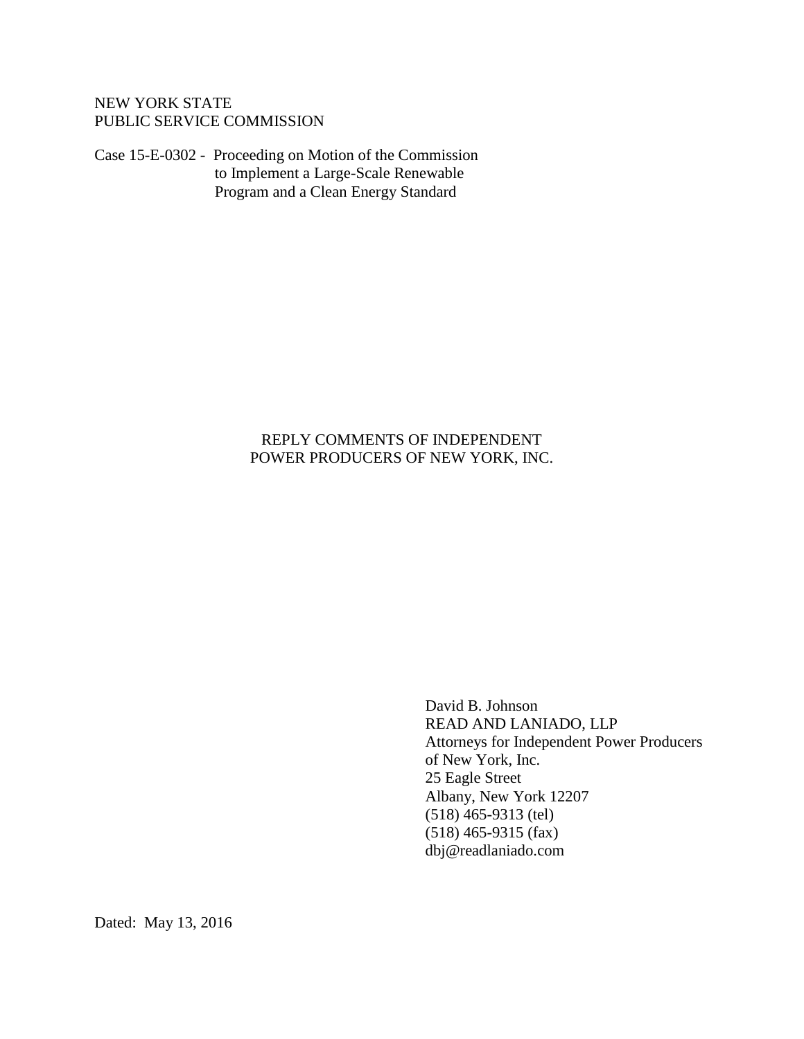NEW YORK STATE
PUBLIC SERVICE COMMISSION

Case 15-E-0302 - Proceeding on Motion of the Commission to Implement a Large-Scale Renewable Program and a Clean Energy Standard

# REPLY COMMENTS OF INDEPENDENT POWER PRODUCERS OF NEW YORK, INC.

David B. Johnson
READ AND LANIADO, LLP
Attorneys for Independent Power Producers of New York, Inc.
25 Eagle Street
Albany, New York 12207
(518) 465-9313 (tel)
(518) 465-9315 (fax)
dbj@readlaniado.com

Dated: May 13, 2016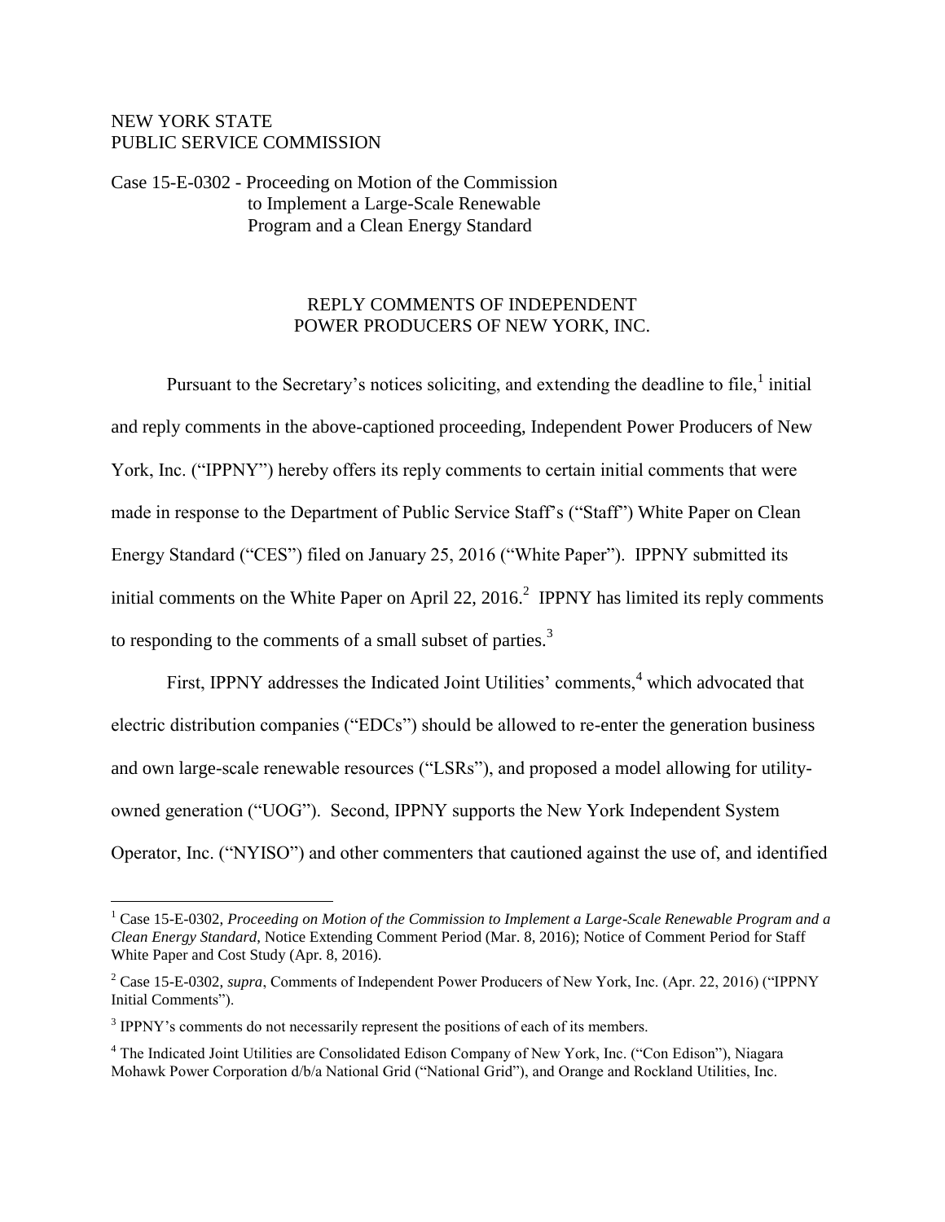NEW YORK STATE
PUBLIC SERVICE COMMISSION

Case 15-E-0302 - Proceeding on Motion of the Commission to Implement a Large-Scale Renewable Program and a Clean Energy Standard

## REPLY COMMENTS OF INDEPENDENT POWER PRODUCERS OF NEW YORK, INC.

Pursuant to the Secretary's notices soliciting, and extending the deadline to file,[1] initial and reply comments in the above-captioned proceeding, Independent Power Producers of New York, Inc. ("IPPNY") hereby offers its reply comments to certain initial comments that were made in response to the Department of Public Service Staff's ("Staff") White Paper on Clean Energy Standard ("CES") filed on January 25, 2016 ("White Paper"). IPPNY submitted its initial comments on the White Paper on April 22, 2016.[2] IPPNY has limited its reply comments to responding to the comments of a small subset of parties.[3]

First, IPPNY addresses the Indicated Joint Utilities' comments,[4] which advocated that electric distribution companies ("EDCs") should be allowed to re-enter the generation business and own large-scale renewable resources ("LSRs"), and proposed a model allowing for utility-owned generation ("UOG"). Second, IPPNY supports the New York Independent System Operator, Inc. ("NYISO") and other commenters that cautioned against the use of, and identified

---

[1] Case 15-E-0302, *Proceeding on Motion of the Commission to Implement a Large-Scale Renewable Program and a Clean Energy Standard*, Notice Extending Comment Period (Mar. 8, 2016); Notice of Comment Period for Staff White Paper and Cost Study (Apr. 8, 2016).

[2] Case 15-E-0302, *supra*, Comments of Independent Power Producers of New York, Inc. (Apr. 22, 2016) ("IPPNY Initial Comments").

[3] IPPNY's comments do not necessarily represent the positions of each of its members.

[4] The Indicated Joint Utilities are Consolidated Edison Company of New York, Inc. ("Con Edison"), Niagara Mohawk Power Corporation d/b/a National Grid ("National Grid"), and Orange and Rockland Utilities, Inc.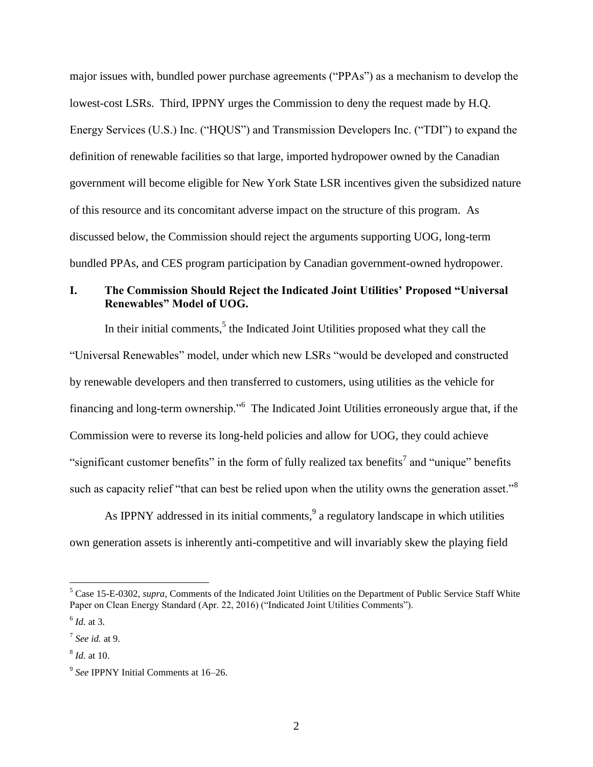major issues with, bundled power purchase agreements ("PPAs") as a mechanism to develop the lowest-cost LSRs. Third, IPPNY urges the Commission to deny the request made by H.Q. Energy Services (U.S.) Inc. ("HQUS") and Transmission Developers Inc. ("TDI") to expand the definition of renewable facilities so that large, imported hydropower owned by the Canadian government will become eligible for New York State LSR incentives given the subsidized nature of this resource and its concomitant adverse impact on the structure of this program. As discussed below, the Commission should reject the arguments supporting UOG, long-term bundled PPAs, and CES program participation by Canadian government-owned hydropower.

## I. The Commission Should Reject the Indicated Joint Utilities' Proposed "Universal Renewables" Model of UOG.

In their initial comments,[5] the Indicated Joint Utilities proposed what they call the "Universal Renewables" model, under which new LSRs "would be developed and constructed by renewable developers and then transferred to customers, using utilities as the vehicle for financing and long-term ownership."[6] The Indicated Joint Utilities erroneously argue that, if the Commission were to reverse its long-held policies and allow for UOG, they could achieve "significant customer benefits" in the form of fully realized tax benefits[7] and "unique" benefits such as capacity relief "that can best be relied upon when the utility owns the generation asset."[8]

As IPPNY addressed in its initial comments,[9] a regulatory landscape in which utilities own generation assets is inherently anti-competitive and will invariably skew the playing field

---

[5] Case 15-E-0302, *supra*, Comments of the Indicated Joint Utilities on the Department of Public Service Staff White Paper on Clean Energy Standard (Apr. 22, 2016) ("Indicated Joint Utilities Comments").

[6] *Id.* at 3.

[7] *See id.* at 9.

[8] *Id.* at 10.

[9] *See* IPPNY Initial Comments at 16–26.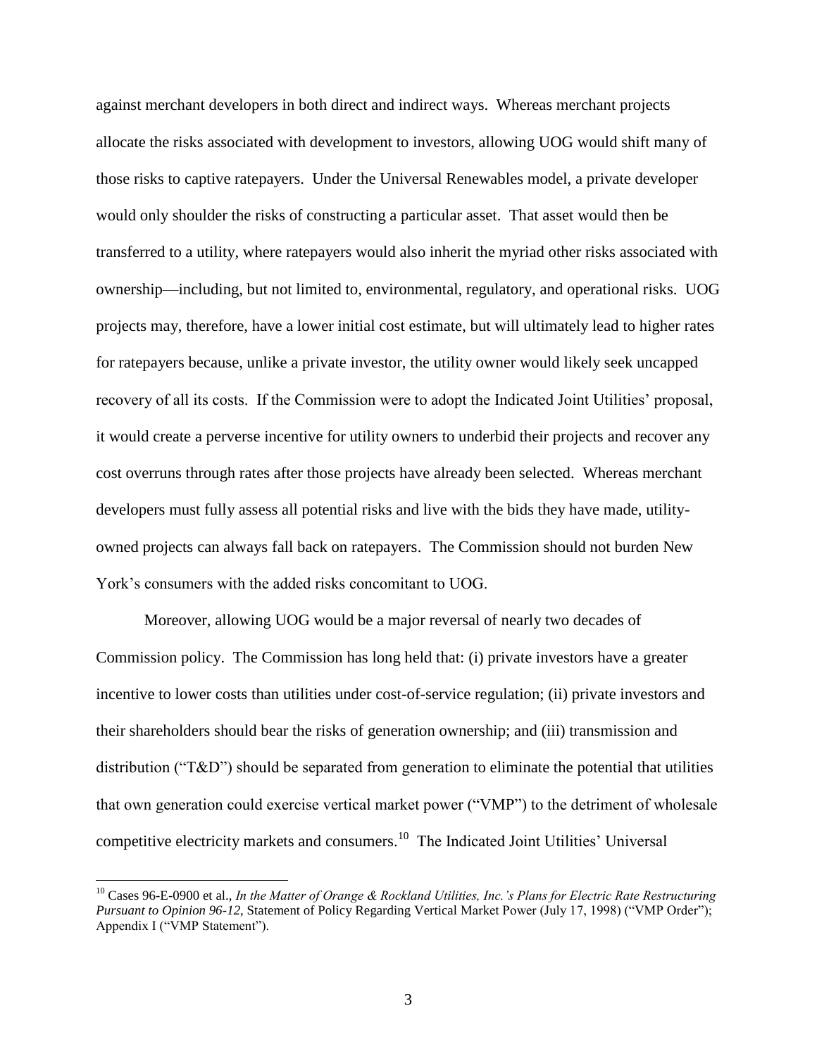against merchant developers in both direct and indirect ways. Whereas merchant projects allocate the risks associated with development to investors, allowing UOG would shift many of those risks to captive ratepayers. Under the Universal Renewables model, a private developer would only shoulder the risks of constructing a particular asset. That asset would then be transferred to a utility, where ratepayers would also inherit the myriad other risks associated with ownership—including, but not limited to, environmental, regulatory, and operational risks. UOG projects may, therefore, have a lower initial cost estimate, but will ultimately lead to higher rates for ratepayers because, unlike a private investor, the utility owner would likely seek uncapped recovery of all its costs. If the Commission were to adopt the Indicated Joint Utilities' proposal, it would create a perverse incentive for utility owners to underbid their projects and recover any cost overruns through rates after those projects have already been selected. Whereas merchant developers must fully assess all potential risks and live with the bids they have made, utility-owned projects can always fall back on ratepayers. The Commission should not burden New York's consumers with the added risks concomitant to UOG.

Moreover, allowing UOG would be a major reversal of nearly two decades of Commission policy. The Commission has long held that: (i) private investors have a greater incentive to lower costs than utilities under cost-of-service regulation; (ii) private investors and their shareholders should bear the risks of generation ownership; and (iii) transmission and distribution ("T&D") should be separated from generation to eliminate the potential that utilities that own generation could exercise vertical market power ("VMP") to the detriment of wholesale competitive electricity markets and consumers.[10] The Indicated Joint Utilities' Universal

[10] Cases 96-E-0900 et al., *In the Matter of Orange & Rockland Utilities, Inc.'s Plans for Electric Rate Restructuring Pursuant to Opinion 96-12*, Statement of Policy Regarding Vertical Market Power (July 17, 1998) ("VMP Order"); Appendix I ("VMP Statement").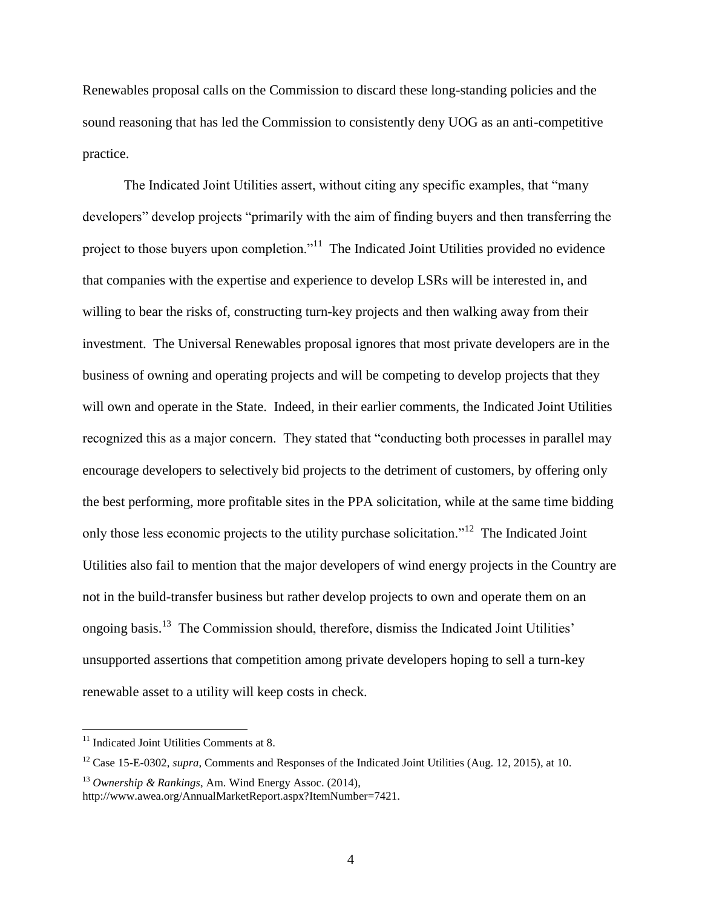Renewables proposal calls on the Commission to discard these long-standing policies and the sound reasoning that has led the Commission to consistently deny UOG as an anti-competitive practice.

The Indicated Joint Utilities assert, without citing any specific examples, that "many developers" develop projects "primarily with the aim of finding buyers and then transferring the project to those buyers upon completion."[11] The Indicated Joint Utilities provided no evidence that companies with the expertise and experience to develop LSRs will be interested in, and willing to bear the risks of, constructing turn-key projects and then walking away from their investment. The Universal Renewables proposal ignores that most private developers are in the business of owning and operating projects and will be competing to develop projects that they will own and operate in the State. Indeed, in their earlier comments, the Indicated Joint Utilities recognized this as a major concern. They stated that "conducting both processes in parallel may encourage developers to selectively bid projects to the detriment of customers, by offering only the best performing, more profitable sites in the PPA solicitation, while at the same time bidding only those less economic projects to the utility purchase solicitation."[12] The Indicated Joint Utilities also fail to mention that the major developers of wind energy projects in the Country are not in the build-transfer business but rather develop projects to own and operate them on an ongoing basis.[13] The Commission should, therefore, dismiss the Indicated Joint Utilities' unsupported assertions that competition among private developers hoping to sell a turn-key renewable asset to a utility will keep costs in check.

---

[11] Indicated Joint Utilities Comments at 8.

[12] Case 15-E-0302, *supra*, Comments and Responses of the Indicated Joint Utilities (Aug. 12, 2015), at 10.

[13] *Ownership & Rankings*, Am. Wind Energy Assoc. (2014), http://www.awea.org/AnnualMarketReport.aspx?ItemNumber=7421.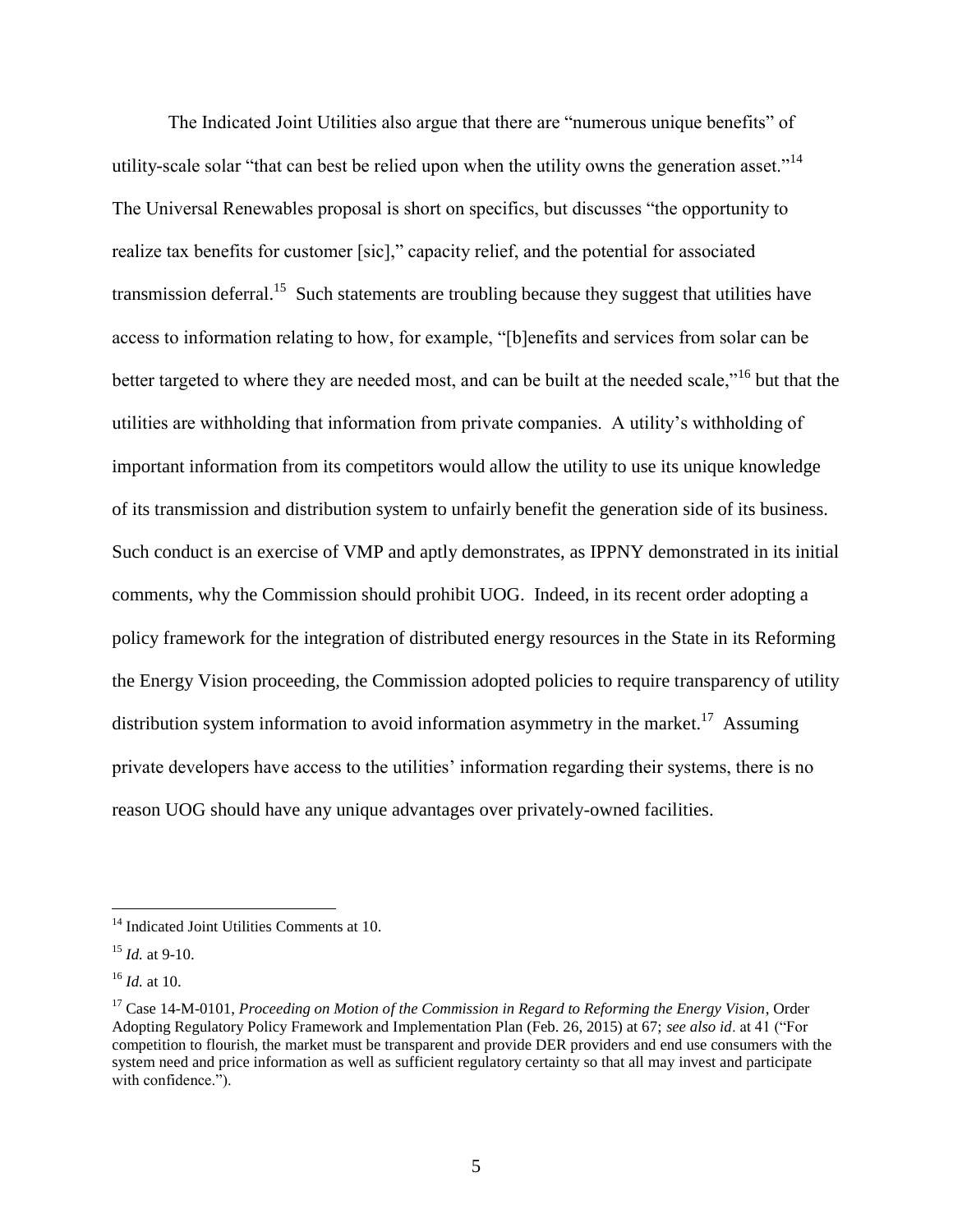The Indicated Joint Utilities also argue that there are "numerous unique benefits" of utility-scale solar "that can best be relied upon when the utility owns the generation asset."[14] The Universal Renewables proposal is short on specifics, but discusses "the opportunity to realize tax benefits for customer [sic]," capacity relief, and the potential for associated transmission deferral.[15] Such statements are troubling because they suggest that utilities have access to information relating to how, for example, "[b]enefits and services from solar can be better targeted to where they are needed most, and can be built at the needed scale,"[16] but that the utilities are withholding that information from private companies. A utility's withholding of important information from its competitors would allow the utility to use its unique knowledge of its transmission and distribution system to unfairly benefit the generation side of its business. Such conduct is an exercise of VMP and aptly demonstrates, as IPPNY demonstrated in its initial comments, why the Commission should prohibit UOG. Indeed, in its recent order adopting a policy framework for the integration of distributed energy resources in the State in its Reforming the Energy Vision proceeding, the Commission adopted policies to require transparency of utility distribution system information to avoid information asymmetry in the market.[17] Assuming private developers have access to the utilities' information regarding their systems, there is no reason UOG should have any unique advantages over privately-owned facilities.

---

[14] Indicated Joint Utilities Comments at 10.

[15] *Id.* at 9-10.

[16] *Id.* at 10.

[17] Case 14-M-0101, *Proceeding on Motion of the Commission in Regard to Reforming the Energy Vision*, Order Adopting Regulatory Policy Framework and Implementation Plan (Feb. 26, 2015) at 67; *see also id*. at 41 ("For competition to flourish, the market must be transparent and provide DER providers and end use consumers with the system need and price information as well as sufficient regulatory certainty so that all may invest and participate with confidence.").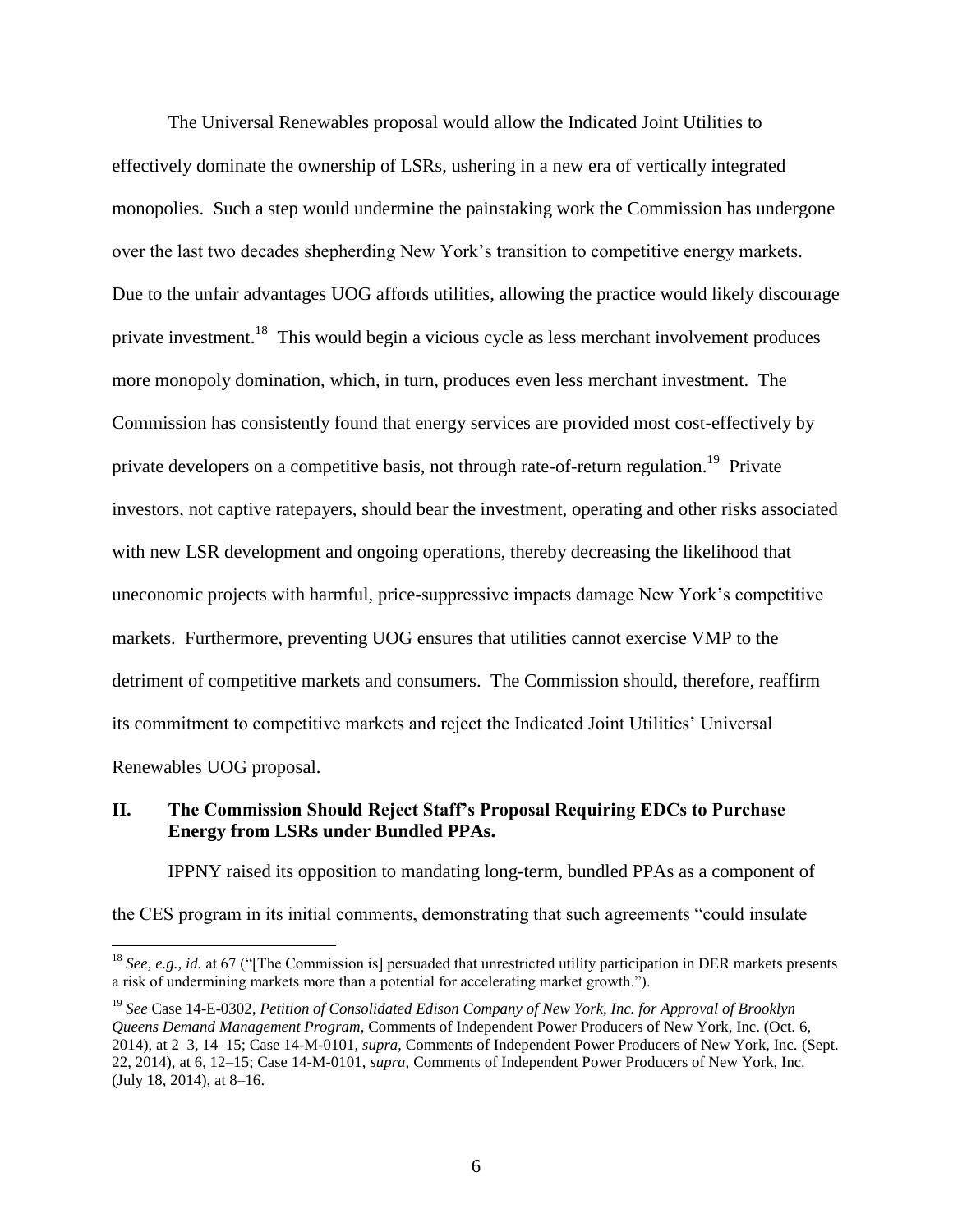The Universal Renewables proposal would allow the Indicated Joint Utilities to effectively dominate the ownership of LSRs, ushering in a new era of vertically integrated monopolies. Such a step would undermine the painstaking work the Commission has undergone over the last two decades shepherding New York's transition to competitive energy markets. Due to the unfair advantages UOG affords utilities, allowing the practice would likely discourage private investment.[18] This would begin a vicious cycle as less merchant involvement produces more monopoly domination, which, in turn, produces even less merchant investment. The Commission has consistently found that energy services are provided most cost-effectively by private developers on a competitive basis, not through rate-of-return regulation.[19] Private investors, not captive ratepayers, should bear the investment, operating and other risks associated with new LSR development and ongoing operations, thereby decreasing the likelihood that uneconomic projects with harmful, price-suppressive impacts damage New York's competitive markets. Furthermore, preventing UOG ensures that utilities cannot exercise VMP to the detriment of competitive markets and consumers. The Commission should, therefore, reaffirm its commitment to competitive markets and reject the Indicated Joint Utilities' Universal Renewables UOG proposal.

## II. The Commission Should Reject Staff's Proposal Requiring EDCs to Purchase Energy from LSRs under Bundled PPAs.

IPPNY raised its opposition to mandating long-term, bundled PPAs as a component of the CES program in its initial comments, demonstrating that such agreements "could insulate

---

[18] *See, e.g., id.* at 67 ("[The Commission is] persuaded that unrestricted utility participation in DER markets presents a risk of undermining markets more than a potential for accelerating market growth.").

[19] *See* Case 14-E-0302, *Petition of Consolidated Edison Company of New York, Inc. for Approval of Brooklyn Queens Demand Management Program*, Comments of Independent Power Producers of New York, Inc. (Oct. 6, 2014), at 2–3, 14–15; Case 14-M-0101, *supra*, Comments of Independent Power Producers of New York, Inc. (Sept. 22, 2014), at 6, 12–15; Case 14-M-0101, *supra*, Comments of Independent Power Producers of New York, Inc. (July 18, 2014), at 8–16.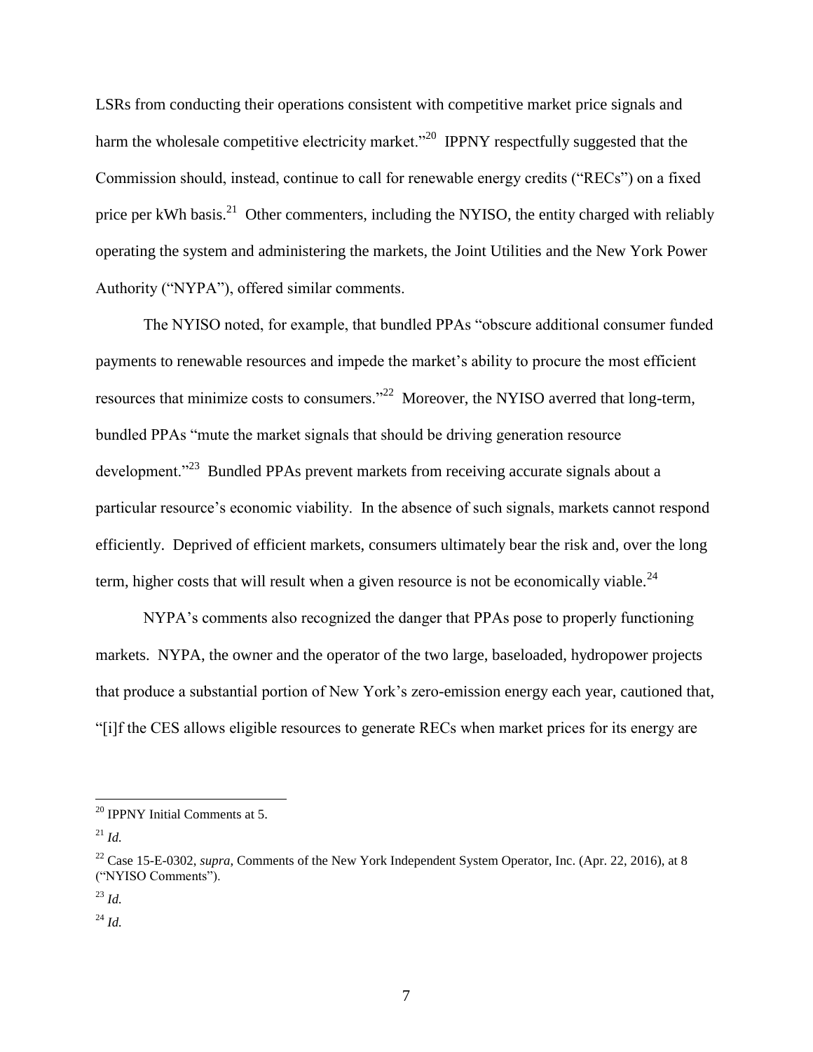LSRs from conducting their operations consistent with competitive market price signals and harm the wholesale competitive electricity market."[20] IPPNY respectfully suggested that the Commission should, instead, continue to call for renewable energy credits ("RECs") on a fixed price per kWh basis.[21] Other commenters, including the NYISO, the entity charged with reliably operating the system and administering the markets, the Joint Utilities and the New York Power Authority ("NYPA"), offered similar comments.

The NYISO noted, for example, that bundled PPAs "obscure additional consumer funded payments to renewable resources and impede the market's ability to procure the most efficient resources that minimize costs to consumers."[22] Moreover, the NYISO averred that long-term, bundled PPAs "mute the market signals that should be driving generation resource development."[23] Bundled PPAs prevent markets from receiving accurate signals about a particular resource's economic viability. In the absence of such signals, markets cannot respond efficiently. Deprived of efficient markets, consumers ultimately bear the risk and, over the long term, higher costs that will result when a given resource is not be economically viable.[24]

NYPA's comments also recognized the danger that PPAs pose to properly functioning markets. NYPA, the owner and the operator of the two large, baseloaded, hydropower projects that produce a substantial portion of New York's zero-emission energy each year, cautioned that, "[i]f the CES allows eligible resources to generate RECs when market prices for its energy are

---

[20] IPPNY Initial Comments at 5.

[21] *Id.*

[22] Case 15-E-0302, *supra*, Comments of the New York Independent System Operator, Inc. (Apr. 22, 2016), at 8 ("NYISO Comments").

[23] *Id.*

[24] *Id.*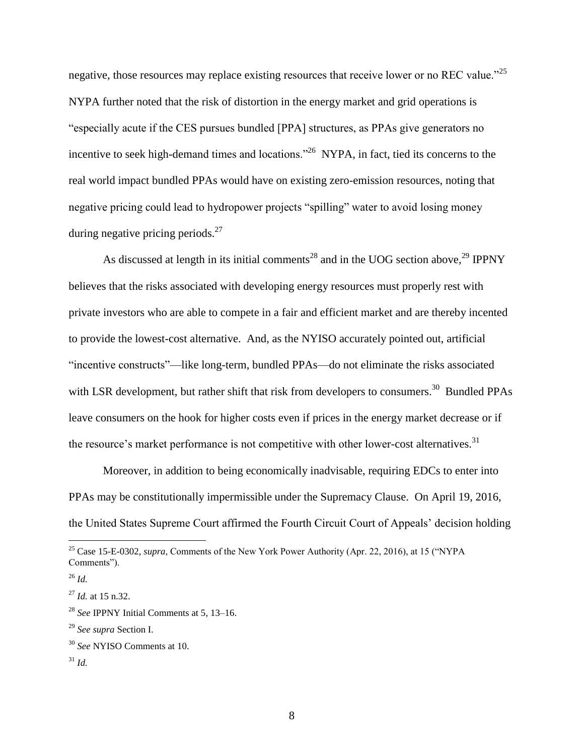negative, those resources may replace existing resources that receive lower or no REC value."[25] NYPA further noted that the risk of distortion in the energy market and grid operations is "especially acute if the CES pursues bundled [PPA] structures, as PPAs give generators no incentive to seek high-demand times and locations."[26] NYPA, in fact, tied its concerns to the real world impact bundled PPAs would have on existing zero-emission resources, noting that negative pricing could lead to hydropower projects "spilling" water to avoid losing money during negative pricing periods.[27]

As discussed at length in its initial comments[28] and in the UOG section above,[29] IPPNY believes that the risks associated with developing energy resources must properly rest with private investors who are able to compete in a fair and efficient market and are thereby incented to provide the lowest-cost alternative. And, as the NYISO accurately pointed out, artificial "incentive constructs"—like long-term, bundled PPAs—do not eliminate the risks associated with LSR development, but rather shift that risk from developers to consumers.[30] Bundled PPAs leave consumers on the hook for higher costs even if prices in the energy market decrease or if the resource's market performance is not competitive with other lower-cost alternatives.[31]

Moreover, in addition to being economically inadvisable, requiring EDCs to enter into PPAs may be constitutionally impermissible under the Supremacy Clause. On April 19, 2016, the United States Supreme Court affirmed the Fourth Circuit Court of Appeals' decision holding

---

[25] Case 15-E-0302, *supra*, Comments of the New York Power Authority (Apr. 22, 2016), at 15 ("NYPA Comments").

[26] *Id.*

[27] *Id.* at 15 n.32.

[28] *See* IPPNY Initial Comments at 5, 13–16.

[29] *See supra* Section I.

[30] *See* NYISO Comments at 10.

[31] *Id.*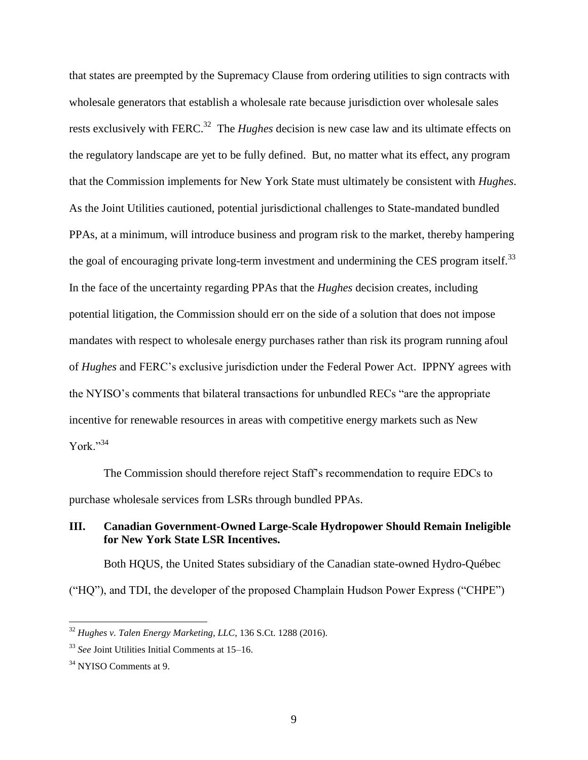that states are preempted by the Supremacy Clause from ordering utilities to sign contracts with wholesale generators that establish a wholesale rate because jurisdiction over wholesale sales rests exclusively with FERC.[32] The *Hughes* decision is new case law and its ultimate effects on the regulatory landscape are yet to be fully defined. But, no matter what its effect, any program that the Commission implements for New York State must ultimately be consistent with *Hughes*. As the Joint Utilities cautioned, potential jurisdictional challenges to State-mandated bundled PPAs, at a minimum, will introduce business and program risk to the market, thereby hampering the goal of encouraging private long-term investment and undermining the CES program itself.[33] In the face of the uncertainty regarding PPAs that the *Hughes* decision creates, including potential litigation, the Commission should err on the side of a solution that does not impose mandates with respect to wholesale energy purchases rather than risk its program running afoul of *Hughes* and FERC's exclusive jurisdiction under the Federal Power Act. IPPNY agrees with the NYISO's comments that bilateral transactions for unbundled RECs "are the appropriate incentive for renewable resources in areas with competitive energy markets such as New York."[34]

The Commission should therefore reject Staff's recommendation to require EDCs to purchase wholesale services from LSRs through bundled PPAs.

## III. Canadian Government-Owned Large-Scale Hydropower Should Remain Ineligible for New York State LSR Incentives.

Both HQUS, the United States subsidiary of the Canadian state-owned Hydro-Québec ("HQ"), and TDI, the developer of the proposed Champlain Hudson Power Express ("CHPE")

---

[32] *Hughes v. Talen Energy Marketing, LLC*, 136 S.Ct. 1288 (2016).

[33] *See* Joint Utilities Initial Comments at 15–16.

[34] NYISO Comments at 9.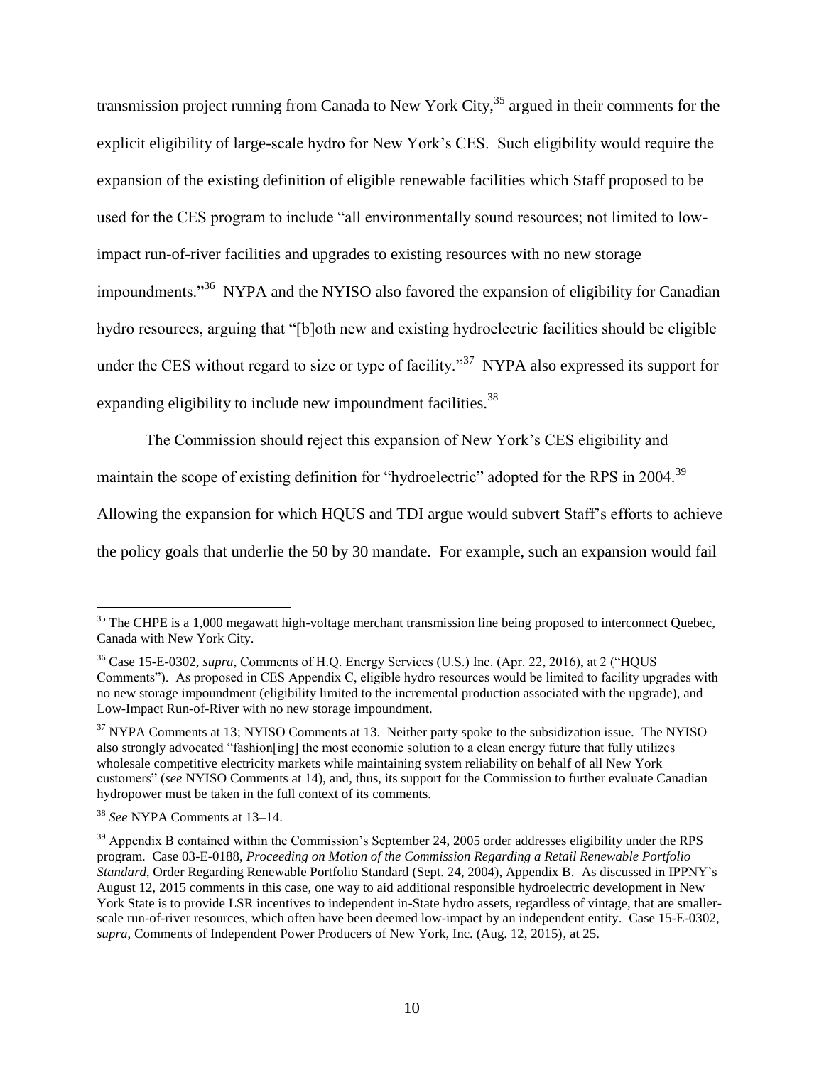transmission project running from Canada to New York City,[35] argued in their comments for the explicit eligibility of large-scale hydro for New York's CES. Such eligibility would require the expansion of the existing definition of eligible renewable facilities which Staff proposed to be used for the CES program to include "all environmentally sound resources; not limited to low-impact run-of-river facilities and upgrades to existing resources with no new storage impoundments."[36] NYPA and the NYISO also favored the expansion of eligibility for Canadian hydro resources, arguing that "[b]oth new and existing hydroelectric facilities should be eligible under the CES without regard to size or type of facility."[37] NYPA also expressed its support for expanding eligibility to include new impoundment facilities.[38]

The Commission should reject this expansion of New York's CES eligibility and maintain the scope of existing definition for "hydroelectric" adopted for the RPS in 2004.[39] Allowing the expansion for which HQUS and TDI argue would subvert Staff's efforts to achieve the policy goals that underlie the 50 by 30 mandate. For example, such an expansion would fail

---

[35] The CHPE is a 1,000 megawatt high-voltage merchant transmission line being proposed to interconnect Quebec, Canada with New York City.

[36] Case 15-E-0302, *supra*, Comments of H.Q. Energy Services (U.S.) Inc. (Apr. 22, 2016), at 2 ("HQUS Comments"). As proposed in CES Appendix C, eligible hydro resources would be limited to facility upgrades with no new storage impoundment (eligibility limited to the incremental production associated with the upgrade), and Low-Impact Run-of-River with no new storage impoundment.

[37] NYPA Comments at 13; NYISO Comments at 13. Neither party spoke to the subsidization issue. The NYISO also strongly advocated "fashion[ing] the most economic solution to a clean energy future that fully utilizes wholesale competitive electricity markets while maintaining system reliability on behalf of all New York customers" (*see* NYISO Comments at 14), and, thus, its support for the Commission to further evaluate Canadian hydropower must be taken in the full context of its comments.

[38] *See* NYPA Comments at 13–14.

[39] Appendix B contained within the Commission's September 24, 2005 order addresses eligibility under the RPS program. Case 03-E-0188, *Proceeding on Motion of the Commission Regarding a Retail Renewable Portfolio Standard*, Order Regarding Renewable Portfolio Standard (Sept. 24, 2004), Appendix B. As discussed in IPPNY's August 12, 2015 comments in this case, one way to aid additional responsible hydroelectric development in New York State is to provide LSR incentives to independent in-State hydro assets, regardless of vintage, that are smaller-scale run-of-river resources, which often have been deemed low-impact by an independent entity. Case 15-E-0302, *supra*, Comments of Independent Power Producers of New York, Inc. (Aug. 12, 2015), at 25.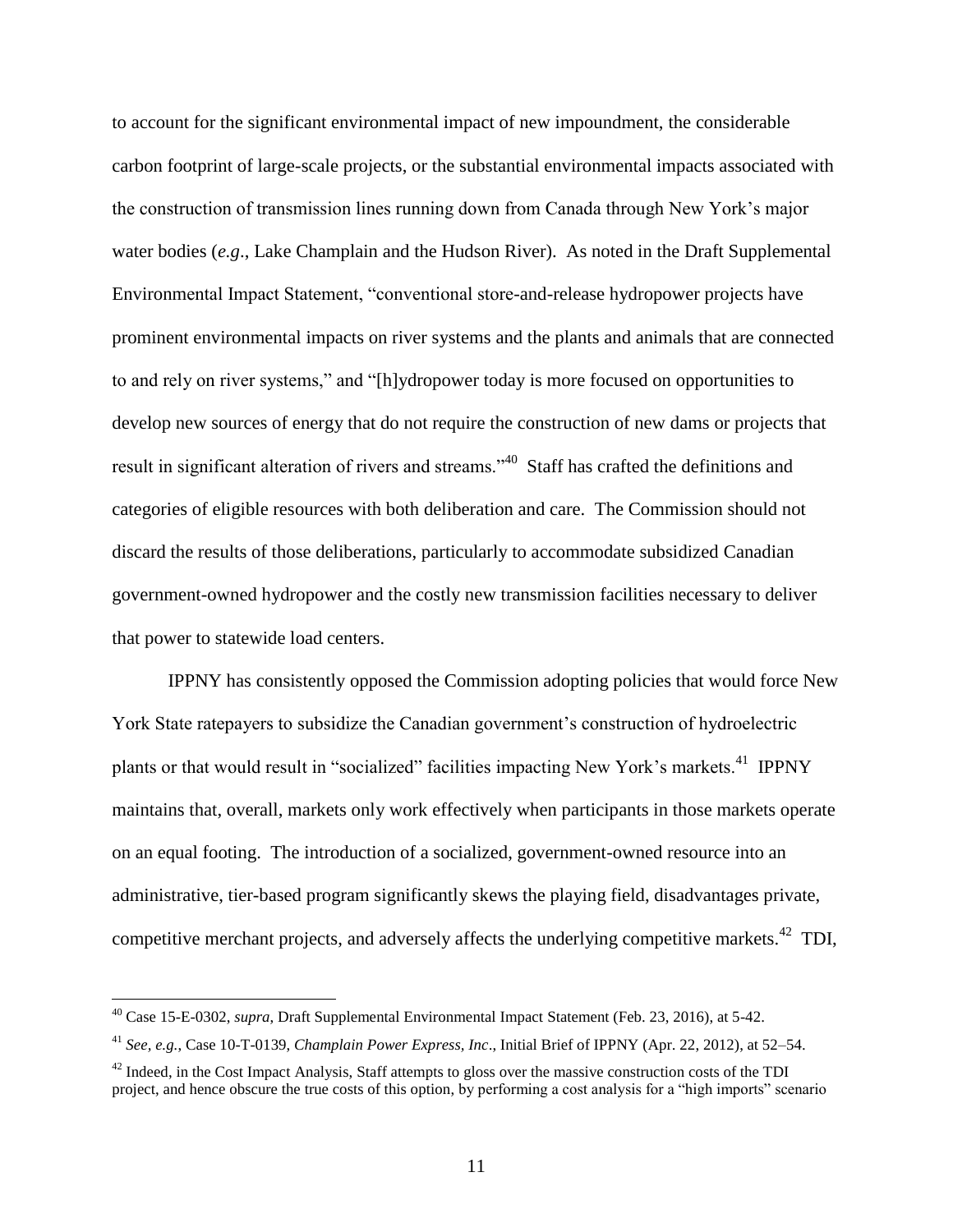to account for the significant environmental impact of new impoundment, the considerable carbon footprint of large-scale projects, or the substantial environmental impacts associated with the construction of transmission lines running down from Canada through New York's major water bodies (*e.g*., Lake Champlain and the Hudson River). As noted in the Draft Supplemental Environmental Impact Statement, "conventional store-and-release hydropower projects have prominent environmental impacts on river systems and the plants and animals that are connected to and rely on river systems," and "[h]ydropower today is more focused on opportunities to develop new sources of energy that do not require the construction of new dams or projects that result in significant alteration of rivers and streams."[40] Staff has crafted the definitions and categories of eligible resources with both deliberation and care. The Commission should not discard the results of those deliberations, particularly to accommodate subsidized Canadian government-owned hydropower and the costly new transmission facilities necessary to deliver that power to statewide load centers.

IPPNY has consistently opposed the Commission adopting policies that would force New York State ratepayers to subsidize the Canadian government's construction of hydroelectric plants or that would result in "socialized" facilities impacting New York's markets.[41] IPPNY maintains that, overall, markets only work effectively when participants in those markets operate on an equal footing. The introduction of a socialized, government-owned resource into an administrative, tier-based program significantly skews the playing field, disadvantages private, competitive merchant projects, and adversely affects the underlying competitive markets.[42] TDI,

---

[40] Case 15-E-0302, *supra*, Draft Supplemental Environmental Impact Statement (Feb. 23, 2016), at 5-42.

[41] *See, e.g.*, Case 10-T-0139, *Champlain Power Express, Inc*., Initial Brief of IPPNY (Apr. 22, 2012), at 52–54.

[42] Indeed, in the Cost Impact Analysis, Staff attempts to gloss over the massive construction costs of the TDI project, and hence obscure the true costs of this option, by performing a cost analysis for a "high imports" scenario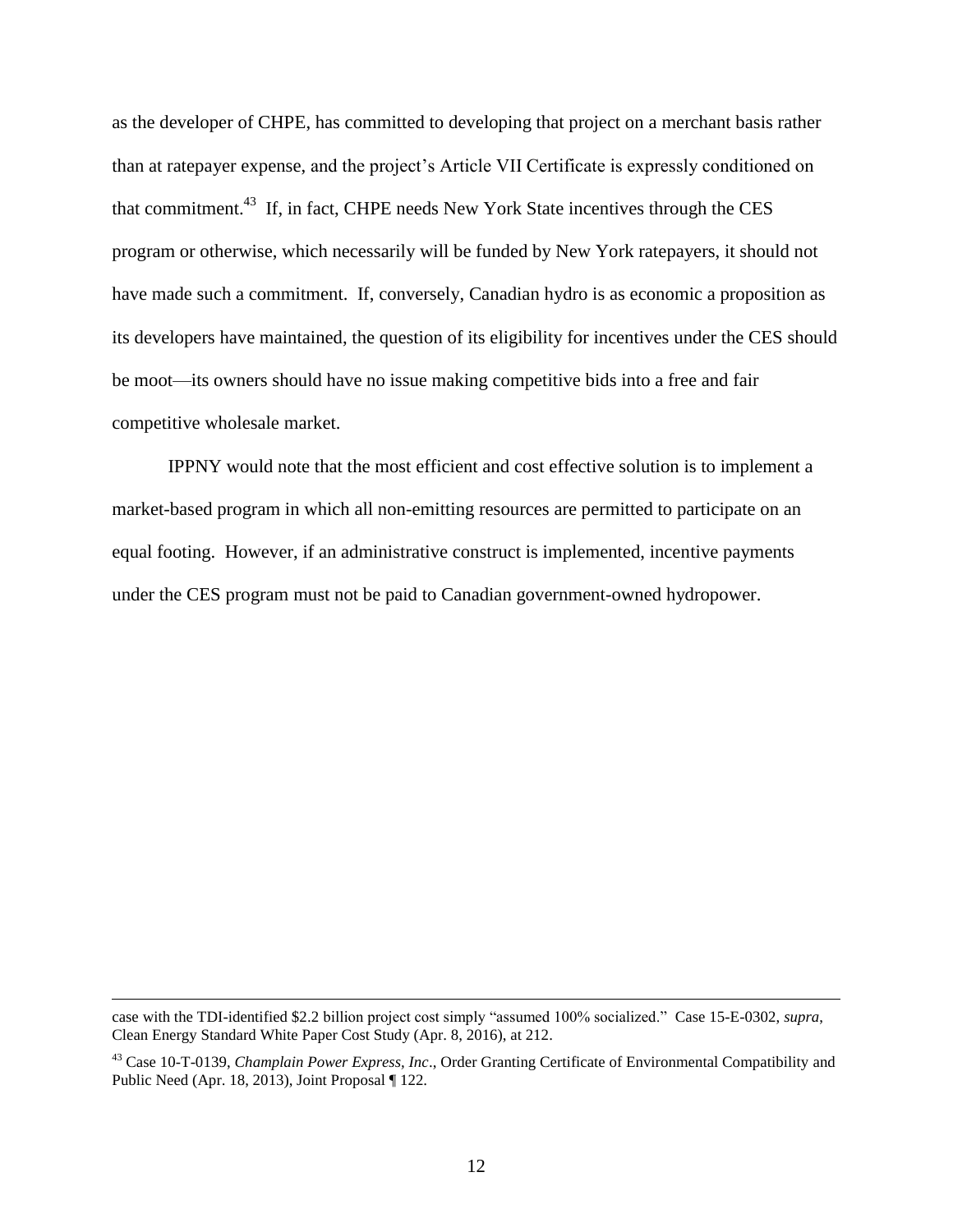as the developer of CHPE, has committed to developing that project on a merchant basis rather than at ratepayer expense, and the project's Article VII Certificate is expressly conditioned on that commitment.[43] If, in fact, CHPE needs New York State incentives through the CES program or otherwise, which necessarily will be funded by New York ratepayers, it should not have made such a commitment. If, conversely, Canadian hydro is as economic a proposition as its developers have maintained, the question of its eligibility for incentives under the CES should be moot—its owners should have no issue making competitive bids into a free and fair competitive wholesale market.

IPPNY would note that the most efficient and cost effective solution is to implement a market-based program in which all non-emitting resources are permitted to participate on an equal footing. However, if an administrative construct is implemented, incentive payments under the CES program must not be paid to Canadian government-owned hydropower.

---

case with the TDI-identified $2.2 billion project cost simply "assumed 100% socialized." Case 15-E-0302, *supra*, Clean Energy Standard White Paper Cost Study (Apr. 8, 2016), at 212.

[43] Case 10-T-0139, *Champlain Power Express, Inc*., Order Granting Certificate of Environmental Compatibility and Public Need (Apr. 18, 2013), Joint Proposal ¶ 122.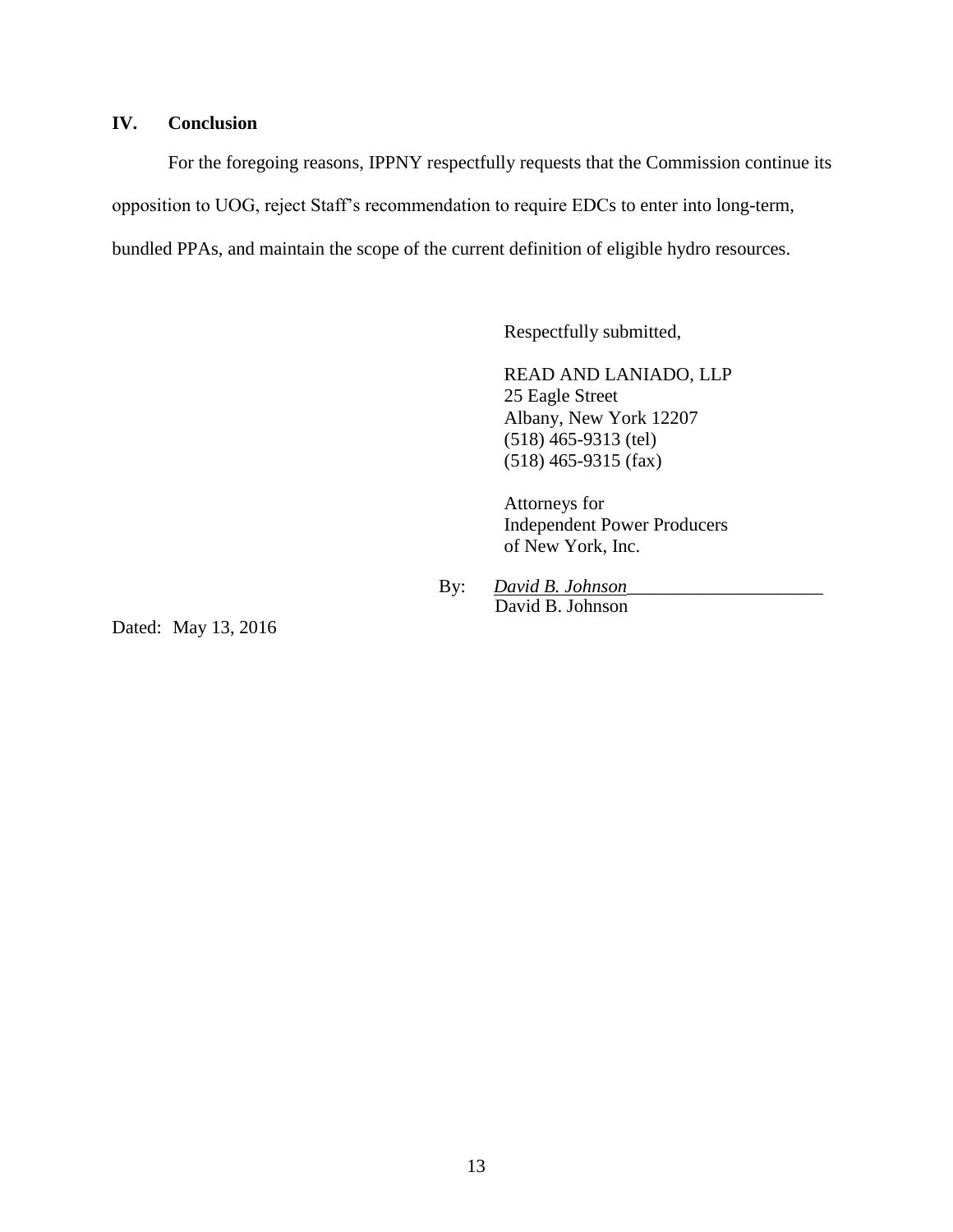## IV. Conclusion

For the foregoing reasons, IPPNY respectfully requests that the Commission continue its opposition to UOG, reject Staff's recommendation to require EDCs to enter into long-term, bundled PPAs, and maintain the scope of the current definition of eligible hydro resources.

Respectfully submitted,

READ AND LANIADO, LLP
25 Eagle Street
Albany, New York 12207
(518) 465-9313 (tel)
(518) 465-9315 (fax)

Attorneys for
Independent Power Producers
of New York, Inc.

By: *David B. Johnson*_____________________
David B. Johnson

Dated: May 13, 2016